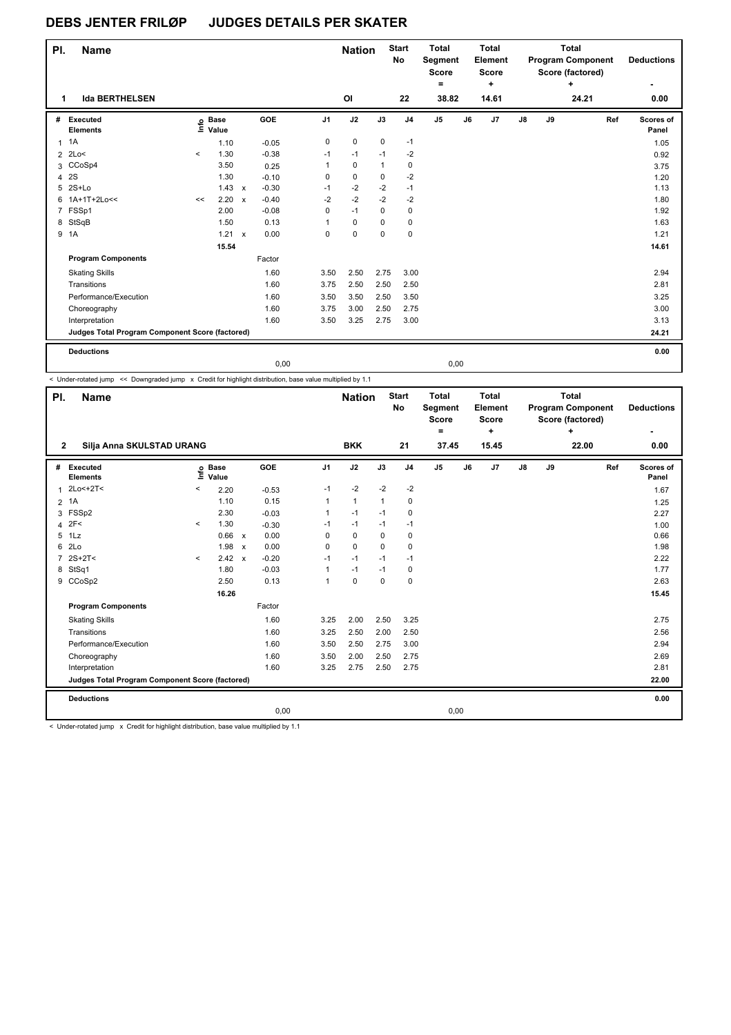# DEBS JENTER FRILØP JUDGES DETAILS PER SKATER

| Pl. | Name | Nation | Start No | Total Segment Score = | Total Element Score + | Total Program Component Score (factored) + | Deductions - |
|---|---|---|---|---|---|---|---|
| 1 | Ida BERTHELSEN | OI | 22 | 38.82 | 14.61 | 24.21 | 0.00 |

| # | Executed Elements | Info | Base Value | | GOE | J1 | J2 | J3 | J4 | J5 | J6 | J7 | J8 | J9 | Ref | Scores of Panel |
|---|---|---|---|---|---|---|---|---|---|---|---|---|---|---|---|---|
| 1 | 1A | | 1.10 | | -0.05 | 0 | 0 | 0 | -1 | | | | | | | 1.05 |
| 2 | 2Lo< | < | 1.30 | | -0.38 | -1 | -1 | -1 | -2 | | | | | | | 0.92 |
| 3 | CCoSp4 | | 3.50 | | 0.25 | 1 | 0 | 1 | 0 | | | | | | | 3.75 |
| 4 | 2S | | 1.30 | | -0.10 | 0 | 0 | 0 | -2 | | | | | | | 1.20 |
| 5 | 2S+Lo | | 1.43 | x | -0.30 | -1 | -2 | -2 | -1 | | | | | | | 1.13 |
| 6 | 1A+1T+2Lo<< | << | 2.20 | x | -0.40 | -2 | -2 | -2 | -2 | | | | | | | 1.80 |
| 7 | FSSp1 | | 2.00 | | -0.08 | 0 | -1 | 0 | 0 | | | | | | | 1.92 |
| 8 | StSqB | | 1.50 | | 0.13 | 1 | 0 | 0 | 0 | | | | | | | 1.63 |
| 9 | 1A | | 1.21 | x | 0.00 | 0 | 0 | 0 | 0 | | | | | | | 1.21 |
| | | | 15.54 | | | | | | | | | | | | | 14.61 |
| | **Program Components** | | | | Factor | | | | | | | | | | | |
| | Skating Skills | | | | 1.60 | 3.50 | 2.50 | 2.75 | 3.00 | | | | | | | 2.94 |
| | Transitions | | | | 1.60 | 3.75 | 2.50 | 2.50 | 2.50 | | | | | | | 2.81 |
| | Performance/Execution | | | | 1.60 | 3.50 | 3.50 | 2.50 | 3.50 | | | | | | | 3.25 |
| | Choreography | | | | 1.60 | 3.75 | 3.00 | 2.50 | 2.75 | | | | | | | 3.00 |
| | Interpretation | | | | 1.60 | 3.50 | 3.25 | 2.75 | 3.00 | | | | | | | 3.13 |
| | **Judges Total Program Component Score (factored)** | | | | | | | | | | | | | | | 24.21 |
| | **Deductions** | | | | | | | | | | | | | | | 0.00 |
| | | | | | 0,00 | | | | | 0,00 | | | | | | |

< Under-rotated jump << Downgraded jump x Credit for highlight distribution, base value multiplied by 1.1

| Pl. | Name | Nation | Start No | Total Segment Score = | Total Element Score + | Total Program Component Score (factored) + | Deductions - |
|---|---|---|---|---|---|---|---|
| 2 | Silja Anna SKULSTAD URANG | BKK | 21 | 37.45 | 15.45 | 22.00 | 0.00 |

| # | Executed Elements | Info | Base Value | | GOE | J1 | J2 | J3 | J4 | J5 | J6 | J7 | J8 | J9 | Ref | Scores of Panel |
|---|---|---|---|---|---|---|---|---|---|---|---|---|---|---|---|---|
| 1 | 2Lo<+2T< | < | 2.20 | | -0.53 | -1 | -2 | -2 | -2 | | | | | | | 1.67 |
| 2 | 1A | | 1.10 | | 0.15 | 1 | 1 | 1 | 0 | | | | | | | 1.25 |
| 3 | FSSp2 | | 2.30 | | -0.03 | 1 | -1 | -1 | 0 | | | | | | | 2.27 |
| 4 | 2F< | < | 1.30 | | -0.30 | -1 | -1 | -1 | -1 | | | | | | | 1.00 |
| 5 | 1Lz | | 0.66 | x | 0.00 | 0 | 0 | 0 | 0 | | | | | | | 0.66 |
| 6 | 2Lo | | 1.98 | x | 0.00 | 0 | 0 | 0 | 0 | | | | | | | 1.98 |
| 7 | 2S+2T< | < | 2.42 | x | -0.20 | -1 | -1 | -1 | -1 | | | | | | | 2.22 |
| 8 | StSq1 | | 1.80 | | -0.03 | 1 | -1 | -1 | 0 | | | | | | | 1.77 |
| 9 | CCoSp2 | | 2.50 | | 0.13 | 1 | 0 | 0 | 0 | | | | | | | 2.63 |
| | | | 16.26 | | | | | | | | | | | | | 15.45 |
| | **Program Components** | | | | Factor | | | | | | | | | | | |
| | Skating Skills | | | | 1.60 | 3.25 | 2.00 | 2.50 | 3.25 | | | | | | | 2.75 |
| | Transitions | | | | 1.60 | 3.25 | 2.50 | 2.00 | 2.50 | | | | | | | 2.56 |
| | Performance/Execution | | | | 1.60 | 3.50 | 2.50 | 2.75 | 3.00 | | | | | | | 2.94 |
| | Choreography | | | | 1.60 | 3.50 | 2.00 | 2.50 | 2.75 | | | | | | | 2.69 |
| | Interpretation | | | | 1.60 | 3.25 | 2.75 | 2.50 | 2.75 | | | | | | | 2.81 |
| | **Judges Total Program Component Score (factored)** | | | | | | | | | | | | | | | 22.00 |
| | **Deductions** | | | | | | | | | | | | | | | 0.00 |
| | | | | | 0,00 | | | | | 0,00 | | | | | | |

< Under-rotated jump x Credit for highlight distribution, base value multiplied by 1.1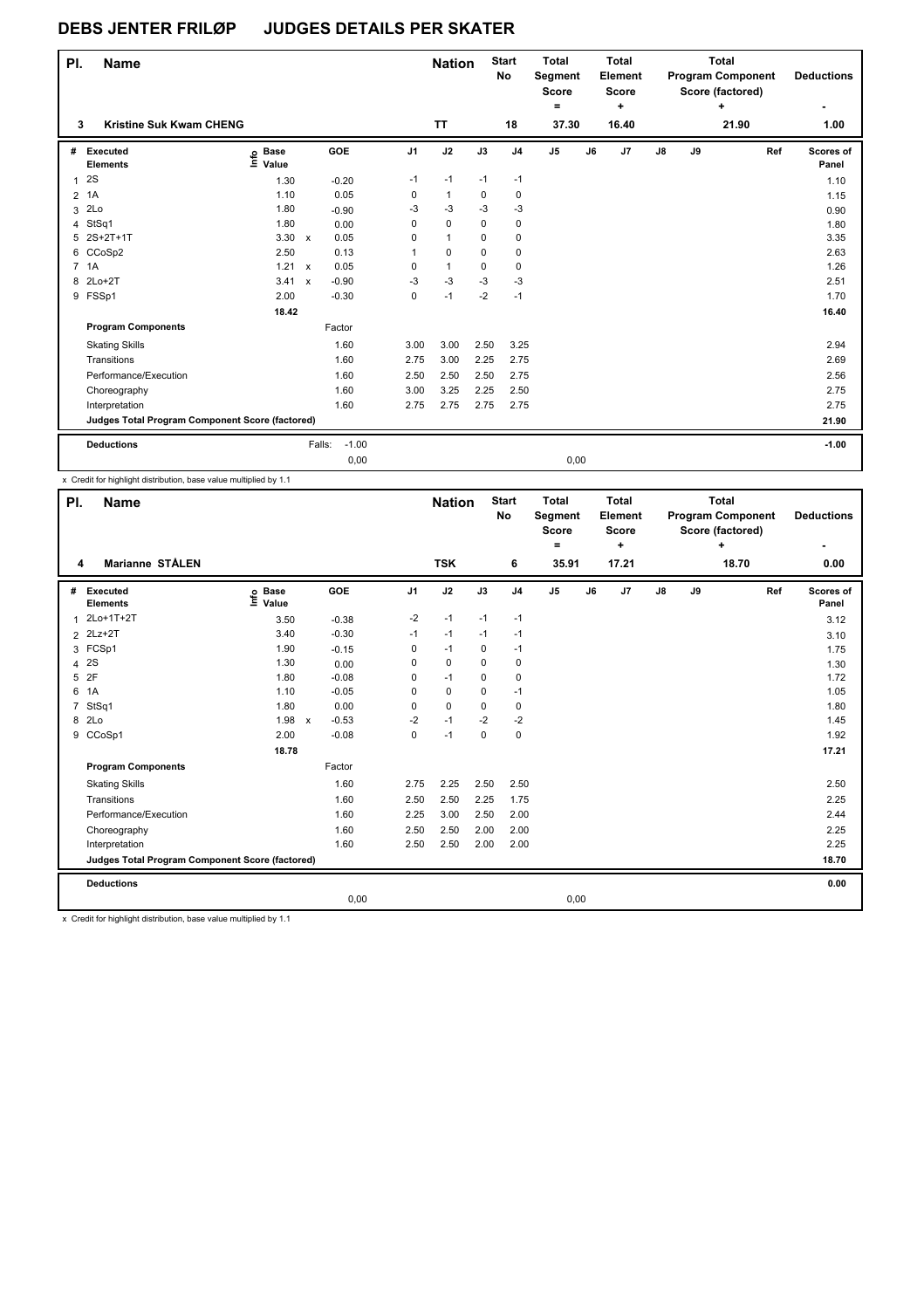# DEBS JENTER FRILØP JUDGES DETAILS PER SKATER

| Pl. | Name | Nation | Start No | Total Segment Score = | Total Element Score + | Total Program Component Score (factored) + | Deductions - |
|---|---|---|---|---|---|---|---|
| 3 | Kristine Suk Kwam CHENG | TT | 18 | 37.30 | 16.40 | 21.90 | 1.00 |

| # | Executed Elements | Info | Base Value | | GOE | J1 | J2 | J3 | J4 | J5 | J6 | J7 | J8 | J9 | Ref | Scores of Panel |
|---|---|---|---|---|---|---|---|---|---|---|---|---|---|---|---|---|
| 1 | 2S | | 1.30 | | -0.20 | -1 | -1 | -1 | -1 | | | | | | | 1.10 |
| 2 | 1A | | 1.10 | | 0.05 | 0 | 1 | 0 | 0 | | | | | | | 1.15 |
| 3 | 2Lo | | 1.80 | | -0.90 | -3 | -3 | -3 | -3 | | | | | | | 0.90 |
| 4 | StSq1 | | 1.80 | | 0.00 | 0 | 0 | 0 | 0 | | | | | | | 1.80 |
| 5 | 2S+2T+1T | | 3.30 | x | 0.05 | 0 | 1 | 0 | 0 | | | | | | | 3.35 |
| 6 | CCoSp2 | | 2.50 | | 0.13 | 1 | 0 | 0 | 0 | | | | | | | 2.63 |
| 7 | 1A | | 1.21 | x | 0.05 | 0 | 1 | 0 | 0 | | | | | | | 1.26 |
| 8 | 2Lo+2T | | 3.41 | x | -0.90 | -3 | -3 | -3 | -3 | | | | | | | 2.51 |
| 9 | FSSp1 | | 2.00 | | -0.30 | 0 | -1 | -2 | -1 | | | | | | | 1.70 |
| | | | 18.42 | | | | | | | | | | | | | 16.40 |
| | **Program Components** | | | | Factor | | | | | | | | | | | |
| | Skating Skills | | | | 1.60 | 3.00 | 3.00 | 2.50 | 3.25 | | | | | | | 2.94 |
| | Transitions | | | | 1.60 | 2.75 | 3.00 | 2.25 | 2.75 | | | | | | | 2.69 |
| | Performance/Execution | | | | 1.60 | 2.50 | 2.50 | 2.50 | 2.75 | | | | | | | 2.56 |
| | Choreography | | | | 1.60 | 3.00 | 3.25 | 2.25 | 2.50 | | | | | | | 2.75 |
| | Interpretation | | | | 1.60 | 2.75 | 2.75 | 2.75 | 2.75 | | | | | | | 2.75 |
| | **Judges Total Program Component Score (factored)** | | | | | | | | | | | | | | | 21.90 |
| | **Deductions** | | | Falls: | -1.00 | | | | | | | | | | | -1.00 |
| | | | | | 0,00 | | | | | 0,00 | | | | | | |

x Credit for highlight distribution, base value multiplied by 1.1

| Pl. | Name | Nation | Start No | Total Segment Score = | Total Element Score + | Total Program Component Score (factored) + | Deductions - |
|---|---|---|---|---|---|---|---|
| 4 | Marianne STÅLEN | TSK | 6 | 35.91 | 17.21 | 18.70 | 0.00 |

| # | Executed Elements | Info | Base Value | | GOE | J1 | J2 | J3 | J4 | J5 | J6 | J7 | J8 | J9 | Ref | Scores of Panel |
|---|---|---|---|---|---|---|---|---|---|---|---|---|---|---|---|---|
| 1 | 2Lo+1T+2T | | 3.50 | | -0.38 | -2 | -1 | -1 | -1 | | | | | | | 3.12 |
| 2 | 2Lz+2T | | 3.40 | | -0.30 | -1 | -1 | -1 | -1 | | | | | | | 3.10 |
| 3 | FCSp1 | | 1.90 | | -0.15 | 0 | -1 | 0 | -1 | | | | | | | 1.75 |
| 4 | 2S | | 1.30 | | 0.00 | 0 | 0 | 0 | 0 | | | | | | | 1.30 |
| 5 | 2F | | 1.80 | | -0.08 | 0 | -1 | 0 | 0 | | | | | | | 1.72 |
| 6 | 1A | | 1.10 | | -0.05 | 0 | 0 | 0 | -1 | | | | | | | 1.05 |
| 7 | StSq1 | | 1.80 | | 0.00 | 0 | 0 | 0 | 0 | | | | | | | 1.80 |
| 8 | 2Lo | | 1.98 | x | -0.53 | -2 | -1 | -2 | -2 | | | | | | | 1.45 |
| 9 | CCoSp1 | | 2.00 | | -0.08 | 0 | -1 | 0 | 0 | | | | | | | 1.92 |
| | | | 18.78 | | | | | | | | | | | | | 17.21 |
| | **Program Components** | | | | Factor | | | | | | | | | | | |
| | Skating Skills | | | | 1.60 | 2.75 | 2.25 | 2.50 | 2.50 | | | | | | | 2.50 |
| | Transitions | | | | 1.60 | 2.50 | 2.50 | 2.25 | 1.75 | | | | | | | 2.25 |
| | Performance/Execution | | | | 1.60 | 2.25 | 3.00 | 2.50 | 2.00 | | | | | | | 2.44 |
| | Choreography | | | | 1.60 | 2.50 | 2.50 | 2.00 | 2.00 | | | | | | | 2.25 |
| | Interpretation | | | | 1.60 | 2.50 | 2.50 | 2.00 | 2.00 | | | | | | | 2.25 |
| | **Judges Total Program Component Score (factored)** | | | | | | | | | | | | | | | 18.70 |
| | **Deductions** | | | | | | | | | | | | | | | 0.00 |
| | | | | | 0,00 | | | | | 0,00 | | | | | | |

x Credit for highlight distribution, base value multiplied by 1.1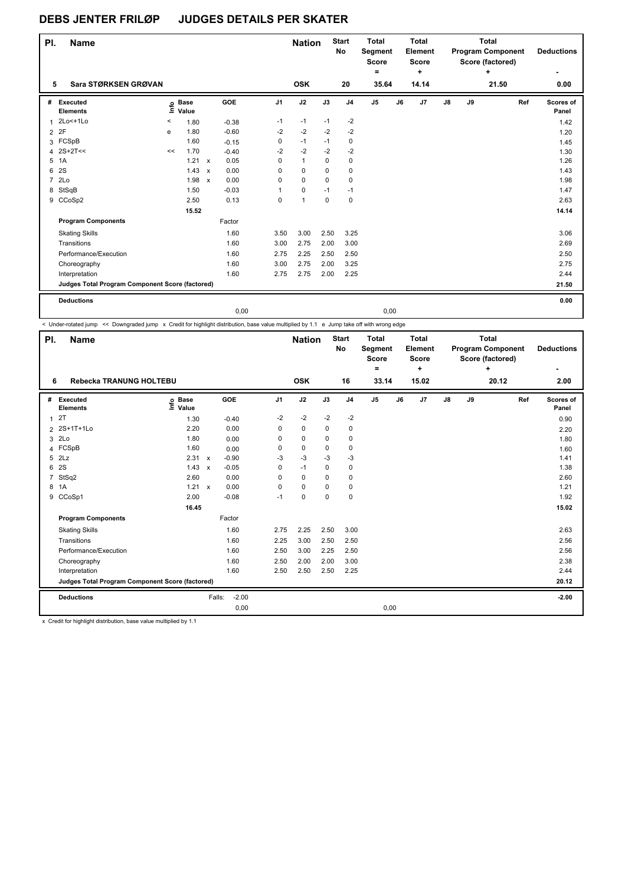# DEBS JENTER FRILØP JUDGES DETAILS PER SKATER

| Pl. | Name | Nation | Start No | Total Segment Score = | Total Element Score + | Total Program Component Score (factored) + | Deductions - |
|---|---|---|---|---|---|---|---|
| 5 | Sara STØRKSEN GRØVAN | OSK | 20 | 35.64 | 14.14 | 21.50 | 0.00 |

| # | Executed Elements | Info | Base Value | | GOE | J1 | J2 | J3 | J4 | J5 | J6 | J7 | J8 | J9 | Ref | Scores of Panel |
|---|---|---|---|---|---|---|---|---|---|---|---|---|---|---|---|---|
| 1 | 2Lo<+1Lo | < | 1.80 | | -0.38 | -1 | -1 | -1 | -2 | | | | | | | 1.42 |
| 2 | 2F | e | 1.80 | | -0.60 | -2 | -2 | -2 | -2 | | | | | | | 1.20 |
| 3 | FCSpB | | 1.60 | | -0.15 | 0 | -1 | -1 | 0 | | | | | | | 1.45 |
| 4 | 2S+2T<< | << | 1.70 | | -0.40 | -2 | -2 | -2 | -2 | | | | | | | 1.30 |
| 5 | 1A | | 1.21 | x | 0.05 | 0 | 1 | 0 | 0 | | | | | | | 1.26 |
| 6 | 2S | | 1.43 | x | 0.00 | 0 | 0 | 0 | 0 | | | | | | | 1.43 |
| 7 | 2Lo | | 1.98 | x | 0.00 | 0 | 0 | 0 | 0 | | | | | | | 1.98 |
| 8 | StSqB | | 1.50 | | -0.03 | 1 | 0 | -1 | -1 | | | | | | | 1.47 |
| 9 | CCoSp2 | | 2.50 | | 0.13 | 0 | 1 | 0 | 0 | | | | | | | 2.63 |
| | | | 15.52 | | | | | | | | | | | | | 14.14 |
| | **Program Components** | | | | Factor | | | | | | | | | | | |
| | Skating Skills | | | | 1.60 | 3.50 | 3.00 | 2.50 | 3.25 | | | | | | | 3.06 |
| | Transitions | | | | 1.60 | 3.00 | 2.75 | 2.00 | 3.00 | | | | | | | 2.69 |
| | Performance/Execution | | | | 1.60 | 2.75 | 2.25 | 2.50 | 2.50 | | | | | | | 2.50 |
| | Choreography | | | | 1.60 | 3.00 | 2.75 | 2.00 | 3.25 | | | | | | | 2.75 |
| | Interpretation | | | | 1.60 | 2.75 | 2.75 | 2.00 | 2.25 | | | | | | | 2.44 |
| | **Judges Total Program Component Score (factored)** | | | | | | | | | | | | | | | 21.50 |
| | **Deductions** | | | | | | | | | | | | | | | 0.00 |
| | | | | | 0,00 | | | | | 0,00 | | | | | | |

< Under-rotated jump << Downgraded jump x Credit for highlight distribution, base value multiplied by 1.1 e Jump take off with wrong edge

| Pl. | Name | Nation | Start No | Total Segment Score = | Total Element Score + | Total Program Component Score (factored) + | Deductions - |
|---|---|---|---|---|---|---|---|
| 6 | Rebecka TRANUNG HOLTEBU | OSK | 16 | 33.14 | 15.02 | 20.12 | 2.00 |

| # | Executed Elements | Info | Base Value | | GOE | J1 | J2 | J3 | J4 | J5 | J6 | J7 | J8 | J9 | Ref | Scores of Panel |
|---|---|---|---|---|---|---|---|---|---|---|---|---|---|---|---|---|
| 1 | 2T | | 1.30 | | -0.40 | -2 | -2 | -2 | -2 | | | | | | | 0.90 |
| 2 | 2S+1T+1Lo | | 2.20 | | 0.00 | 0 | 0 | 0 | 0 | | | | | | | 2.20 |
| 3 | 2Lo | | 1.80 | | 0.00 | 0 | 0 | 0 | 0 | | | | | | | 1.80 |
| 4 | FCSpB | | 1.60 | | 0.00 | 0 | 0 | 0 | 0 | | | | | | | 1.60 |
| 5 | 2Lz | | 2.31 | x | -0.90 | -3 | -3 | -3 | -3 | | | | | | | 1.41 |
| 6 | 2S | | 1.43 | x | -0.05 | 0 | -1 | 0 | 0 | | | | | | | 1.38 |
| 7 | StSq2 | | 2.60 | | 0.00 | 0 | 0 | 0 | 0 | | | | | | | 2.60 |
| 8 | 1A | | 1.21 | x | 0.00 | 0 | 0 | 0 | 0 | | | | | | | 1.21 |
| 9 | CCoSp1 | | 2.00 | | -0.08 | -1 | 0 | 0 | 0 | | | | | | | 1.92 |
| | | | 16.45 | | | | | | | | | | | | | 15.02 |
| | **Program Components** | | | | Factor | | | | | | | | | | | |
| | Skating Skills | | | | 1.60 | 2.75 | 2.25 | 2.50 | 3.00 | | | | | | | 2.63 |
| | Transitions | | | | 1.60 | 2.25 | 3.00 | 2.50 | 2.50 | | | | | | | 2.56 |
| | Performance/Execution | | | | 1.60 | 2.50 | 3.00 | 2.25 | 2.50 | | | | | | | 2.56 |
| | Choreography | | | | 1.60 | 2.50 | 2.00 | 2.00 | 3.00 | | | | | | | 2.38 |
| | Interpretation | | | | 1.60 | 2.50 | 2.50 | 2.50 | 2.25 | | | | | | | 2.44 |
| | **Judges Total Program Component Score (factored)** | | | | | | | | | | | | | | | 20.12 |
| | **Deductions** | | | Falls: | -2.00 | | | | | | | | | | | -2.00 |
| | | | | | 0,00 | | | | | 0,00 | | | | | | |

x Credit for highlight distribution, base value multiplied by 1.1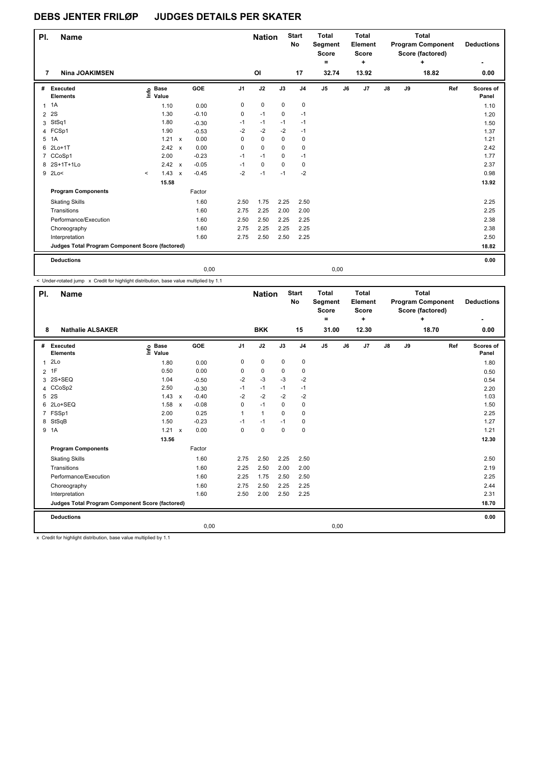# DEBS JENTER FRILØP JUDGES DETAILS PER SKATER

| Pl. | Name | Nation | Start No | Total Segment Score = | Total Element Score + | Total Program Component Score (factored) + | Deductions - |
|---|---|---|---|---|---|---|---|
| 7 | Nina JOAKIMSEN | OI | 17 | 32.74 | 13.92 | 18.82 | 0.00 |

| # | Executed Elements | Info | Base Value | | GOE | J1 | J2 | J3 | J4 | J5 | J6 | J7 | J8 | J9 | Ref | Scores of Panel |
|---|---|---|---|---|---|---|---|---|---|---|---|---|---|---|---|---|
| 1 | 1A | | 1.10 | | 0.00 | 0 | 0 | 0 | 0 | | | | | | | 1.10 |
| 2 | 2S | | 1.30 | | -0.10 | 0 | -1 | 0 | -1 | | | | | | | 1.20 |
| 3 | StSq1 | | 1.80 | | -0.30 | -1 | -1 | -1 | -1 | | | | | | | 1.50 |
| 4 | FCSp1 | | 1.90 | | -0.53 | -2 | -2 | -2 | -1 | | | | | | | 1.37 |
| 5 | 1A | | 1.21 | x | 0.00 | 0 | 0 | 0 | 0 | | | | | | | 1.21 |
| 6 | 2Lo+1T | | 2.42 | x | 0.00 | 0 | 0 | 0 | 0 | | | | | | | 2.42 |
| 7 | CCoSp1 | | 2.00 | | -0.23 | -1 | -1 | 0 | -1 | | | | | | | 1.77 |
| 8 | 2S+1T+1Lo | | 2.42 | x | -0.05 | -1 | 0 | 0 | 0 | | | | | | | 2.37 |
| 9 | 2Lo< | < | 1.43 | x | -0.45 | -2 | -1 | -1 | -2 | | | | | | | 0.98 |
| | | | 15.58 | | | | | | | | | | | | | 13.92 |
| | **Program Components** | | | | Factor | | | | | | | | | | | |
| | Skating Skills | | | | 1.60 | 2.50 | 1.75 | 2.25 | 2.50 | | | | | | | 2.25 |
| | Transitions | | | | 1.60 | 2.75 | 2.25 | 2.00 | 2.00 | | | | | | | 2.25 |
| | Performance/Execution | | | | 1.60 | 2.50 | 2.50 | 2.25 | 2.25 | | | | | | | 2.38 |
| | Choreography | | | | 1.60 | 2.75 | 2.25 | 2.25 | 2.25 | | | | | | | 2.38 |
| | Interpretation | | | | 1.60 | 2.75 | 2.50 | 2.50 | 2.25 | | | | | | | 2.50 |
| | **Judges Total Program Component Score (factored)** | | | | | | | | | | | | | | | 18.82 |
| | **Deductions** | | | | | | | | | | | | | | | 0.00 |
| | | | | | 0,00 | | | | | 0,00 | | | | | | |

< Under-rotated jump x Credit for highlight distribution, base value multiplied by 1.1

| Pl. | Name | Nation | Start No | Total Segment Score = | Total Element Score + | Total Program Component Score (factored) + | Deductions - |
|---|---|---|---|---|---|---|---|
| 8 | Nathalie ALSAKER | BKK | 15 | 31.00 | 12.30 | 18.70 | 0.00 |

| # | Executed Elements | Info | Base Value | | GOE | J1 | J2 | J3 | J4 | J5 | J6 | J7 | J8 | J9 | Ref | Scores of Panel |
|---|---|---|---|---|---|---|---|---|---|---|---|---|---|---|---|---|
| 1 | 2Lo | | 1.80 | | 0.00 | 0 | 0 | 0 | 0 | | | | | | | 1.80 |
| 2 | 1F | | 0.50 | | 0.00 | 0 | 0 | 0 | 0 | | | | | | | 0.50 |
| 3 | 2S+SEQ | | 1.04 | | -0.50 | -2 | -3 | -3 | -2 | | | | | | | 0.54 |
| 4 | CCoSp2 | | 2.50 | | -0.30 | -1 | -1 | -1 | -1 | | | | | | | 2.20 |
| 5 | 2S | | 1.43 | x | -0.40 | -2 | -2 | -2 | -2 | | | | | | | 1.03 |
| 6 | 2Lo+SEQ | | 1.58 | x | -0.08 | 0 | -1 | 0 | 0 | | | | | | | 1.50 |
| 7 | FSSp1 | | 2.00 | | 0.25 | 1 | 1 | 0 | 0 | | | | | | | 2.25 |
| 8 | StSqB | | 1.50 | | -0.23 | -1 | -1 | -1 | 0 | | | | | | | 1.27 |
| 9 | 1A | | 1.21 | x | 0.00 | 0 | 0 | 0 | 0 | | | | | | | 1.21 |
| | | | 13.56 | | | | | | | | | | | | | 12.30 |
| | **Program Components** | | | | Factor | | | | | | | | | | | |
| | Skating Skills | | | | 1.60 | 2.75 | 2.50 | 2.25 | 2.50 | | | | | | | 2.50 |
| | Transitions | | | | 1.60 | 2.25 | 2.50 | 2.00 | 2.00 | | | | | | | 2.19 |
| | Performance/Execution | | | | 1.60 | 2.25 | 1.75 | 2.50 | 2.50 | | | | | | | 2.25 |
| | Choreography | | | | 1.60 | 2.75 | 2.50 | 2.25 | 2.25 | | | | | | | 2.44 |
| | Interpretation | | | | 1.60 | 2.50 | 2.00 | 2.50 | 2.25 | | | | | | | 2.31 |
| | **Judges Total Program Component Score (factored)** | | | | | | | | | | | | | | | 18.70 |
| | **Deductions** | | | | | | | | | | | | | | | 0.00 |
| | | | | | 0,00 | | | | | 0,00 | | | | | | |

x Credit for highlight distribution, base value multiplied by 1.1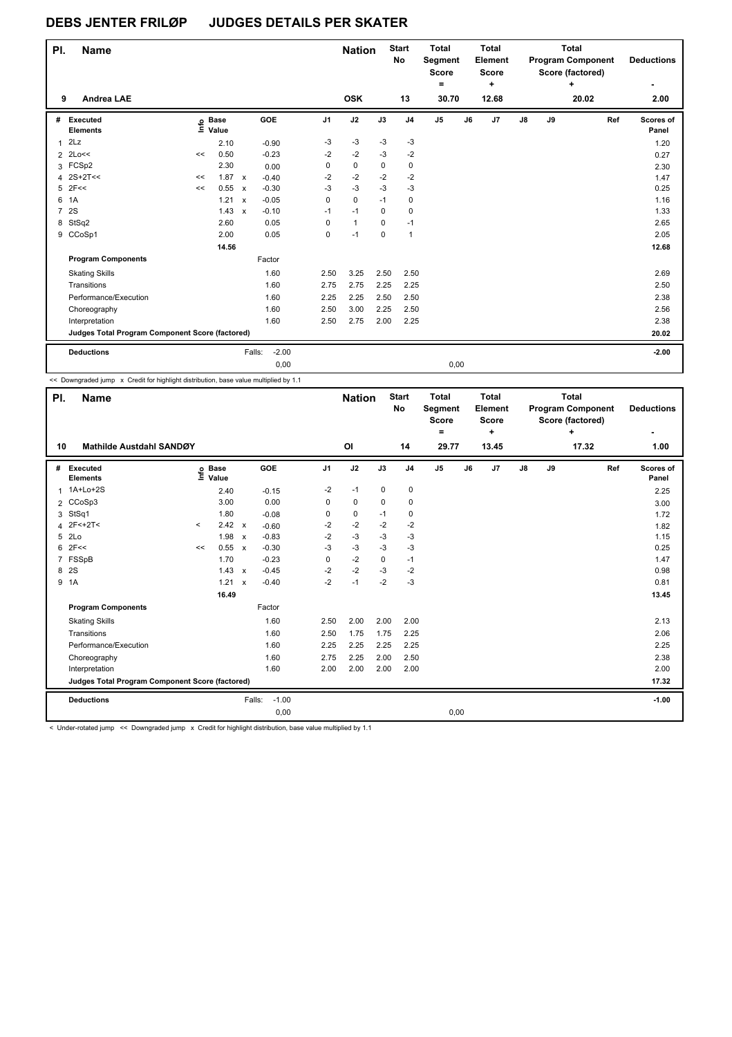# DEBS JENTER FRILØP JUDGES DETAILS PER SKATER

| Pl. | Name | Nation | Start No | Total Segment Score = | Total Element Score + | Total Program Component Score (factored) + | Deductions - |
|---|---|---|---|---|---|---|---|
| 9 | Andrea LAE | OSK | 13 | 30.70 | 12.68 | 20.02 | 2.00 |

| # | Executed Elements | Info | Base Value | | GOE | J1 | J2 | J3 | J4 | J5 | J6 | J7 | J8 | J9 | Ref | Scores of Panel |
|---|---|---|---|---|---|---|---|---|---|---|---|---|---|---|---|---|
| 1 | 2Lz | | 2.10 | | -0.90 | -3 | -3 | -3 | -3 | | | | | | | 1.20 |
| 2 | 2Lo<< | << | 0.50 | | -0.23 | -2 | -2 | -3 | -2 | | | | | | | 0.27 |
| 3 | FCSp2 | | 2.30 | | 0.00 | 0 | 0 | 0 | 0 | | | | | | | 2.30 |
| 4 | 2S+2T<< | << | 1.87 | x | -0.40 | -2 | -2 | -2 | -2 | | | | | | | 1.47 |
| 5 | 2F<< | << | 0.55 | x | -0.30 | -3 | -3 | -3 | -3 | | | | | | | 0.25 |
| 6 | 1A | | 1.21 | x | -0.05 | 0 | 0 | -1 | 0 | | | | | | | 1.16 |
| 7 | 2S | | 1.43 | x | -0.10 | -1 | -1 | 0 | 0 | | | | | | | 1.33 |
| 8 | StSq2 | | 2.60 | | 0.05 | 0 | 1 | 0 | -1 | | | | | | | 2.65 |
| 9 | CCoSp1 | | 2.00 | | 0.05 | 0 | -1 | 0 | 1 | | | | | | | 2.05 |
| | | | 14.56 | | | | | | | | | | | | | 12.68 |
| | **Program Components** | | | | Factor | | | | | | | | | | | |
| | Skating Skills | | | | 1.60 | 2.50 | 3.25 | 2.50 | 2.50 | | | | | | | 2.69 |
| | Transitions | | | | 1.60 | 2.75 | 2.75 | 2.25 | 2.25 | | | | | | | 2.50 |
| | Performance/Execution | | | | 1.60 | 2.25 | 2.25 | 2.50 | 2.50 | | | | | | | 2.38 |
| | Choreography | | | | 1.60 | 2.50 | 3.00 | 2.25 | 2.50 | | | | | | | 2.56 |
| | Interpretation | | | | 1.60 | 2.50 | 2.75 | 2.00 | 2.25 | | | | | | | 2.38 |
| | **Judges Total Program Component Score (factored)** | | | | | | | | | | | | | | | 20.02 |
| | **Deductions** | | | Falls: | -2.00 | | | | | | | | | | | -2.00 |
| | | | | | 0,00 | | | | | 0,00 | | | | | | |

<< Downgraded jump x Credit for highlight distribution, base value multiplied by 1.1

| Pl. | Name | Nation | Start No | Total Segment Score = | Total Element Score + | Total Program Component Score (factored) + | Deductions - |
|---|---|---|---|---|---|---|---|
| 10 | Mathilde Austdahl SANDØY | OI | 14 | 29.77 | 13.45 | 17.32 | 1.00 |

| # | Executed Elements | Info | Base Value | | GOE | J1 | J2 | J3 | J4 | J5 | J6 | J7 | J8 | J9 | Ref | Scores of Panel |
|---|---|---|---|---|---|---|---|---|---|---|---|---|---|---|---|---|
| 1 | 1A+Lo+2S | | 2.40 | | -0.15 | -2 | -1 | 0 | 0 | | | | | | | 2.25 |
| 2 | CCoSp3 | | 3.00 | | 0.00 | 0 | 0 | 0 | 0 | | | | | | | 3.00 |
| 3 | StSq1 | | 1.80 | | -0.08 | 0 | 0 | -1 | 0 | | | | | | | 1.72 |
| 4 | 2F<+2T< | < | 2.42 | x | -0.60 | -2 | -2 | -2 | -2 | | | | | | | 1.82 |
| 5 | 2Lo | | 1.98 | x | -0.83 | -2 | -3 | -3 | -3 | | | | | | | 1.15 |
| 6 | 2F<< | << | 0.55 | x | -0.30 | -3 | -3 | -3 | -3 | | | | | | | 0.25 |
| 7 | FSSpB | | 1.70 | | -0.23 | 0 | -2 | 0 | -1 | | | | | | | 1.47 |
| 8 | 2S | | 1.43 | x | -0.45 | -2 | -2 | -3 | -2 | | | | | | | 0.98 |
| 9 | 1A | | 1.21 | x | -0.40 | -2 | -1 | -2 | -3 | | | | | | | 0.81 |
| | | | 16.49 | | | | | | | | | | | | | 13.45 |
| | **Program Components** | | | | Factor | | | | | | | | | | | |
| | Skating Skills | | | | 1.60 | 2.50 | 2.00 | 2.00 | 2.00 | | | | | | | 2.13 |
| | Transitions | | | | 1.60 | 2.50 | 1.75 | 1.75 | 2.25 | | | | | | | 2.06 |
| | Performance/Execution | | | | 1.60 | 2.25 | 2.25 | 2.25 | 2.25 | | | | | | | 2.25 |
| | Choreography | | | | 1.60 | 2.75 | 2.25 | 2.00 | 2.50 | | | | | | | 2.38 |
| | Interpretation | | | | 1.60 | 2.00 | 2.00 | 2.00 | 2.00 | | | | | | | 2.00 |
| | **Judges Total Program Component Score (factored)** | | | | | | | | | | | | | | | 17.32 |
| | **Deductions** | | | Falls: | -1.00 | | | | | | | | | | | -1.00 |
| | | | | | 0,00 | | | | | 0,00 | | | | | | |

< Under-rotated jump << Downgraded jump x Credit for highlight distribution, base value multiplied by 1.1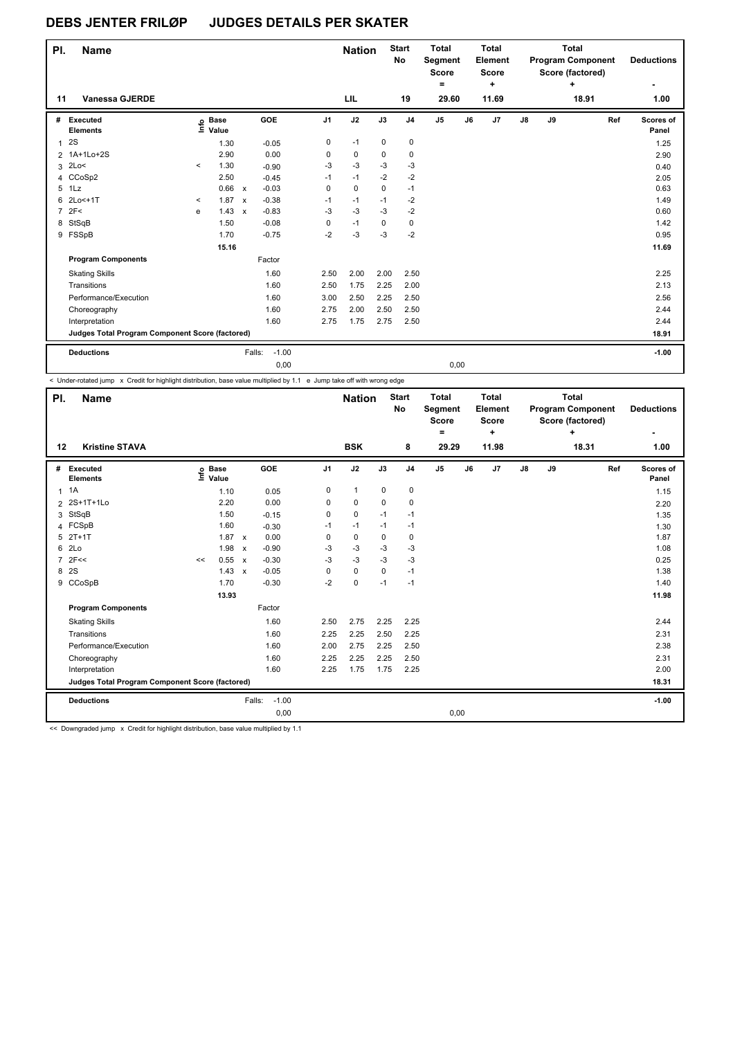# DEBS JENTER FRILØP JUDGES DETAILS PER SKATER

| Pl. | Name | Nation | Start No | Total Segment Score = | Total Element Score + | Total Program Component Score (factored) + | Deductions - |
|---|---|---|---|---|---|---|---|
| 11 | Vanessa GJERDE | LIL | 19 | 29.60 | 11.69 | 18.91 | 1.00 |

| # | Executed Elements | Info | Base Value | | GOE | J1 | J2 | J3 | J4 | J5 | J6 | J7 | J8 | J9 | Ref | Scores of Panel |
|---|---|---|---|---|---|---|---|---|---|---|---|---|---|---|---|---|
| 1 | 2S | | 1.30 | | -0.05 | 0 | -1 | 0 | 0 | | | | | | | 1.25 |
| 2 | 1A+1Lo+2S | | 2.90 | | 0.00 | 0 | 0 | 0 | 0 | | | | | | | 2.90 |
| 3 | 2Lo< | < | 1.30 | | -0.90 | -3 | -3 | -3 | -3 | | | | | | | 0.40 |
| 4 | CCoSp2 | | 2.50 | | -0.45 | -1 | -1 | -2 | -2 | | | | | | | 2.05 |
| 5 | 1Lz | | 0.66 | x | -0.03 | 0 | 0 | 0 | -1 | | | | | | | 0.63 |
| 6 | 2Lo<+1T | < | 1.87 | x | -0.38 | -1 | -1 | -1 | -2 | | | | | | | 1.49 |
| 7 | 2F< | e | 1.43 | x | -0.83 | -3 | -3 | -3 | -2 | | | | | | | 0.60 |
| 8 | StSqB | | 1.50 | | -0.08 | 0 | -1 | 0 | 0 | | | | | | | 1.42 |
| 9 | FSSpB | | 1.70 | | -0.75 | -2 | -3 | -3 | -2 | | | | | | | 0.95 |
| | | | 15.16 | | | | | | | | | | | | | 11.69 |

| Program Components | Factor | J1 | J2 | J3 | J4 | J5 | J6 | J7 | J8 | J9 | Scores of Panel |
|---|---|---|---|---|---|---|---|---|---|---|---|
| Skating Skills | 1.60 | 2.50 | 2.00 | 2.00 | 2.50 | | | | | | 2.25 |
| Transitions | 1.60 | 2.50 | 1.75 | 2.25 | 2.00 | | | | | | 2.13 |
| Performance/Execution | 1.60 | 3.00 | 2.50 | 2.25 | 2.50 | | | | | | 2.56 |
| Choreography | 1.60 | 2.75 | 2.00 | 2.50 | 2.50 | | | | | | 2.44 |
| Interpretation | 1.60 | 2.75 | 1.75 | 2.75 | 2.50 | | | | | | 2.44 |
| Judges Total Program Component Score (factored) | | | | | | | | | | | 18.91 |

| Deductions | Falls: | -1.00 | | -1.00 |
|---|---|---|---|---|
| | | 0,00 | 0,00 | |

< Under-rotated jump x Credit for highlight distribution, base value multiplied by 1.1 e Jump take off with wrong edge

| Pl. | Name | Nation | Start No | Total Segment Score = | Total Element Score + | Total Program Component Score (factored) + | Deductions - |
|---|---|---|---|---|---|---|---|
| 12 | Kristine STAVA | BSK | 8 | 29.29 | 11.98 | 18.31 | 1.00 |

| # | Executed Elements | Info | Base Value | | GOE | J1 | J2 | J3 | J4 | J5 | J6 | J7 | J8 | J9 | Ref | Scores of Panel |
|---|---|---|---|---|---|---|---|---|---|---|---|---|---|---|---|---|
| 1 | 1A | | 1.10 | | 0.05 | 0 | 1 | 0 | 0 | | | | | | | 1.15 |
| 2 | 2S+1T+1Lo | | 2.20 | | 0.00 | 0 | 0 | 0 | 0 | | | | | | | 2.20 |
| 3 | StSqB | | 1.50 | | -0.15 | 0 | 0 | -1 | -1 | | | | | | | 1.35 |
| 4 | FCSpB | | 1.60 | | -0.30 | -1 | -1 | -1 | -1 | | | | | | | 1.30 |
| 5 | 2T+1T | | 1.87 | x | 0.00 | 0 | 0 | 0 | 0 | | | | | | | 1.87 |
| 6 | 2Lo | | 1.98 | x | -0.90 | -3 | -3 | -3 | -3 | | | | | | | 1.08 |
| 7 | 2F<< | << | 0.55 | x | -0.30 | -3 | -3 | -3 | -3 | | | | | | | 0.25 |
| 8 | 2S | | 1.43 | x | -0.05 | 0 | 0 | 0 | -1 | | | | | | | 1.38 |
| 9 | CCoSpB | | 1.70 | | -0.30 | -2 | 0 | -1 | -1 | | | | | | | 1.40 |
| | | | 13.93 | | | | | | | | | | | | | 11.98 |

| Program Components | Factor | J1 | J2 | J3 | J4 | J5 | J6 | J7 | J8 | J9 | Scores of Panel |
|---|---|---|---|---|---|---|---|---|---|---|---|
| Skating Skills | 1.60 | 2.50 | 2.75 | 2.25 | 2.25 | | | | | | 2.44 |
| Transitions | 1.60 | 2.25 | 2.25 | 2.50 | 2.25 | | | | | | 2.31 |
| Performance/Execution | 1.60 | 2.00 | 2.75 | 2.25 | 2.50 | | | | | | 2.38 |
| Choreography | 1.60 | 2.25 | 2.25 | 2.25 | 2.50 | | | | | | 2.31 |
| Interpretation | 1.60 | 2.25 | 1.75 | 1.75 | 2.25 | | | | | | 2.00 |
| Judges Total Program Component Score (factored) | | | | | | | | | | | 18.31 |

| Deductions | Falls: | -1.00 | | -1.00 |
|---|---|---|---|---|
| | | 0,00 | 0,00 | |

<< Downgraded jump x Credit for highlight distribution, base value multiplied by 1.1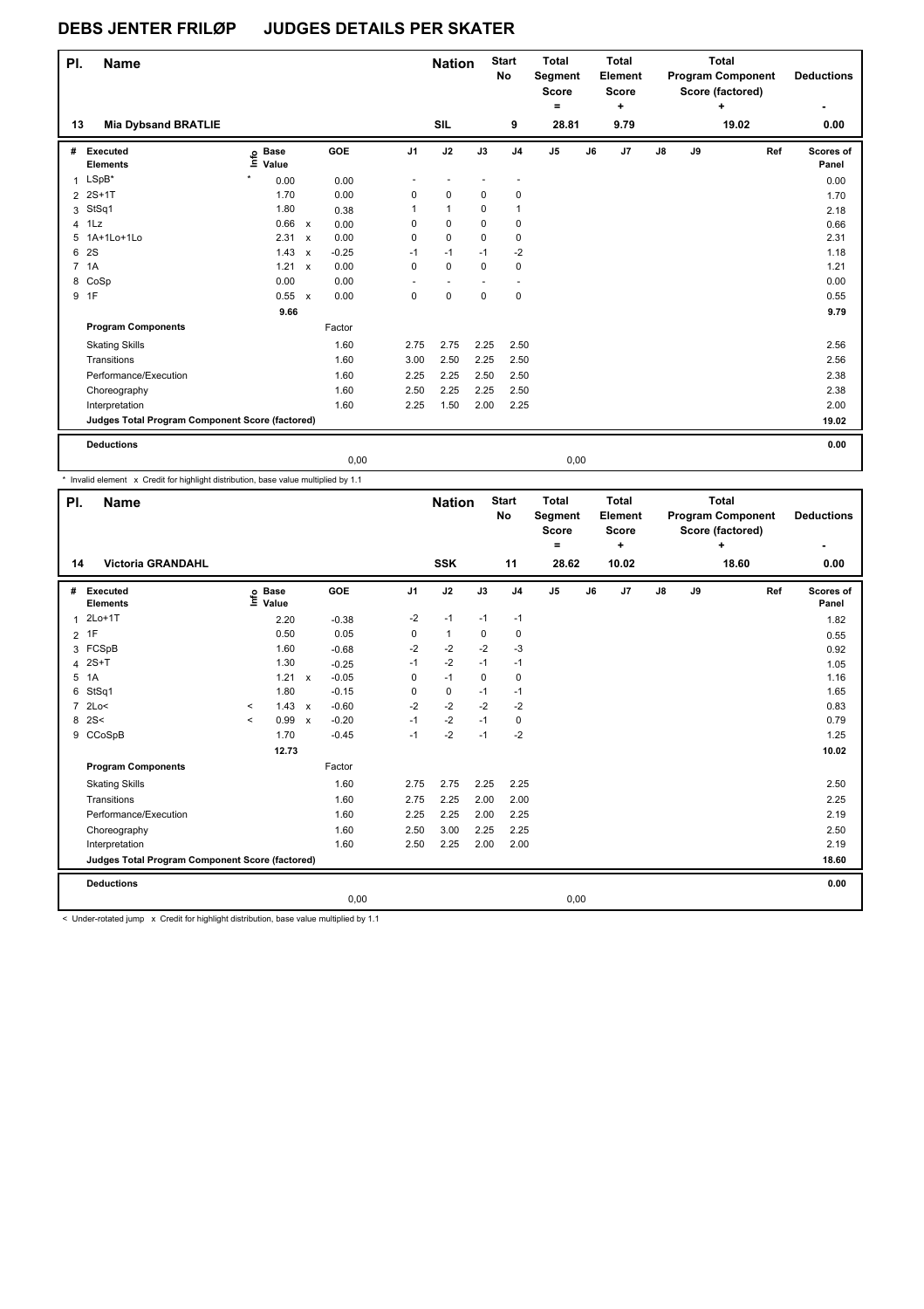# DEBS JENTER FRILØP JUDGES DETAILS PER SKATER

| Pl. | Name | Nation | Start No | Total Segment Score = | Total Element Score + | Total Program Component Score (factored) + | Deductions - |
|---|---|---|---|---|---|---|---|
| 13 | Mia Dybsand BRATLIE | SIL | 9 | 28.81 | 9.79 | 19.02 | 0.00 |

| # | Executed Elements | Info | Base Value | | GOE | J1 | J2 | J3 | J4 | J5 | J6 | J7 | J8 | J9 | Ref | Scores of Panel |
|---|---|---|---|---|---|---|---|---|---|---|---|---|---|---|---|---|
| 1 | LSpB* | * | 0.00 | | 0.00 | - | - | - | - | | | | | | | 0.00 |
| 2 | 2S+1T | | 1.70 | | 0.00 | 0 | 0 | 0 | 0 | | | | | | | 1.70 |
| 3 | StSq1 | | 1.80 | | 0.38 | 1 | 1 | 0 | 1 | | | | | | | 2.18 |
| 4 | 1Lz | | 0.66 | x | 0.00 | 0 | 0 | 0 | 0 | | | | | | | 0.66 |
| 5 | 1A+1Lo+1Lo | | 2.31 | x | 0.00 | 0 | 0 | 0 | 0 | | | | | | | 2.31 |
| 6 | 2S | | 1.43 | x | -0.25 | -1 | -1 | -1 | -2 | | | | | | | 1.18 |
| 7 | 1A | | 1.21 | x | 0.00 | 0 | 0 | 0 | 0 | | | | | | | 1.21 |
| 8 | CoSp | | 0.00 | | 0.00 | - | - | - | - | | | | | | | 0.00 |
| 9 | 1F | | 0.55 | x | 0.00 | 0 | 0 | 0 | 0 | | | | | | | 0.55 |
| | | | 9.66 | | | | | | | | | | | | | 9.79 |
| | **Program Components** | | | | Factor | | | | | | | | | | | |
| | Skating Skills | | | | 1.60 | 2.75 | 2.75 | 2.25 | 2.50 | | | | | | | 2.56 |
| | Transitions | | | | 1.60 | 3.00 | 2.50 | 2.25 | 2.50 | | | | | | | 2.56 |
| | Performance/Execution | | | | 1.60 | 2.25 | 2.25 | 2.50 | 2.50 | | | | | | | 2.38 |
| | Choreography | | | | 1.60 | 2.50 | 2.25 | 2.25 | 2.50 | | | | | | | 2.38 |
| | Interpretation | | | | 1.60 | 2.25 | 1.50 | 2.00 | 2.25 | | | | | | | 2.00 |
| | **Judges Total Program Component Score (factored)** | | | | | | | | | | | | | | | 19.02 |
| | **Deductions** | | | | 0,00 | | | | | 0,00 | | | | | | 0.00 |

\* Invalid element x Credit for highlight distribution, base value multiplied by 1.1

| Pl. | Name | Nation | Start No | Total Segment Score = | Total Element Score + | Total Program Component Score (factored) + | Deductions - |
|---|---|---|---|---|---|---|---|
| 14 | Victoria GRANDAHL | SSK | 11 | 28.62 | 10.02 | 18.60 | 0.00 |

| # | Executed Elements | Info | Base Value | | GOE | J1 | J2 | J3 | J4 | J5 | J6 | J7 | J8 | J9 | Ref | Scores of Panel |
|---|---|---|---|---|---|---|---|---|---|---|---|---|---|---|---|---|
| 1 | 2Lo+1T | | 2.20 | | -0.38 | -2 | -1 | -1 | -1 | | | | | | | 1.82 |
| 2 | 1F | | 0.50 | | 0.05 | 0 | 1 | 0 | 0 | | | | | | | 0.55 |
| 3 | FCSpB | | 1.60 | | -0.68 | -2 | -2 | -2 | -3 | | | | | | | 0.92 |
| 4 | 2S+T | | 1.30 | | -0.25 | -1 | -2 | -1 | -1 | | | | | | | 1.05 |
| 5 | 1A | | 1.21 | x | -0.05 | 0 | -1 | 0 | 0 | | | | | | | 1.16 |
| 6 | StSq1 | | 1.80 | | -0.15 | 0 | 0 | -1 | -1 | | | | | | | 1.65 |
| 7 | 2Lo< | < | 1.43 | x | -0.60 | -2 | -2 | -2 | -2 | | | | | | | 0.83 |
| 8 | 2S< | < | 0.99 | x | -0.20 | -1 | -2 | -1 | 0 | | | | | | | 0.79 |
| 9 | CCoSpB | | 1.70 | | -0.45 | -1 | -2 | -1 | -2 | | | | | | | 1.25 |
| | | | 12.73 | | | | | | | | | | | | | 10.02 |
| | **Program Components** | | | | Factor | | | | | | | | | | | |
| | Skating Skills | | | | 1.60 | 2.75 | 2.75 | 2.25 | 2.25 | | | | | | | 2.50 |
| | Transitions | | | | 1.60 | 2.75 | 2.25 | 2.00 | 2.00 | | | | | | | 2.25 |
| | Performance/Execution | | | | 1.60 | 2.25 | 2.25 | 2.00 | 2.25 | | | | | | | 2.19 |
| | Choreography | | | | 1.60 | 2.50 | 3.00 | 2.25 | 2.25 | | | | | | | 2.50 |
| | Interpretation | | | | 1.60 | 2.50 | 2.25 | 2.00 | 2.00 | | | | | | | 2.19 |
| | **Judges Total Program Component Score (factored)** | | | | | | | | | | | | | | | 18.60 |
| | **Deductions** | | | | 0,00 | | | | | 0,00 | | | | | | 0.00 |

< Under-rotated jump x Credit for highlight distribution, base value multiplied by 1.1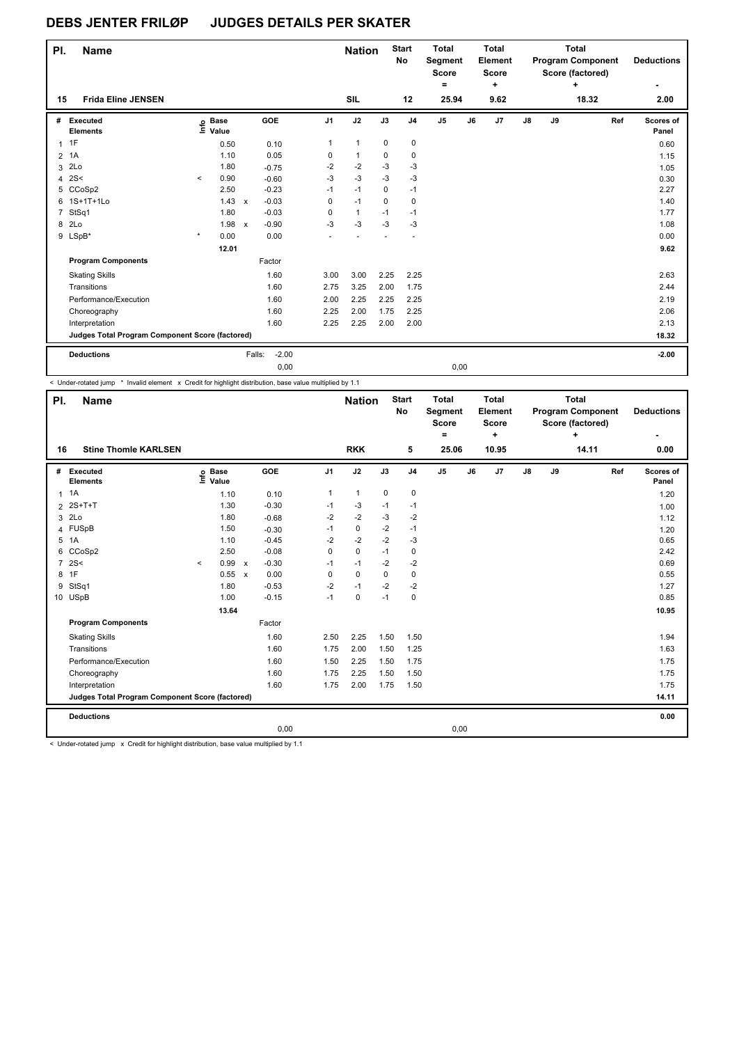# DEBS JENTER FRILØP JUDGES DETAILS PER SKATER

| Pl. | Name | Nation | Start No | Total Segment Score = | Total Element Score + | Total Program Component Score (factored) + | Deductions - |
|---|---|---|---|---|---|---|---|
| 15 | Frida Eline JENSEN | SIL | 12 | 25.94 | 9.62 | 18.32 | 2.00 |

| # | Executed Elements | Info | Base Value | | GOE | J1 | J2 | J3 | J4 | J5 | J6 | J7 | J8 | J9 | Ref | Scores of Panel |
|---|---|---|---|---|---|---|---|---|---|---|---|---|---|---|---|---|
| 1 | 1F | | 0.50 | | 0.10 | 1 | 1 | 0 | 0 | | | | | | | 0.60 |
| 2 | 1A | | 1.10 | | 0.05 | 0 | 1 | 0 | 0 | | | | | | | 1.15 |
| 3 | 2Lo | | 1.80 | | -0.75 | -2 | -2 | -3 | -3 | | | | | | | 1.05 |
| 4 | 2S< | < | 0.90 | | -0.60 | -3 | -3 | -3 | -3 | | | | | | | 0.30 |
| 5 | CCoSp2 | | 2.50 | | -0.23 | -1 | -1 | 0 | -1 | | | | | | | 2.27 |
| 6 | 1S+1T+1Lo | | 1.43 | x | -0.03 | 0 | -1 | 0 | 0 | | | | | | | 1.40 |
| 7 | StSq1 | | 1.80 | | -0.03 | 0 | 1 | -1 | -1 | | | | | | | 1.77 |
| 8 | 2Lo | | 1.98 | x | -0.90 | -3 | -3 | -3 | -3 | | | | | | | 1.08 |
| 9 | LSpB* | * | 0.00 | | 0.00 | - | - | - | - | | | | | | | 0.00 |
| | | | 12.01 | | | | | | | | | | | | | 9.62 |
| | **Program Components** | | | | Factor | | | | | | | | | | | |
| | Skating Skills | | | | 1.60 | 3.00 | 3.00 | 2.25 | 2.25 | | | | | | | 2.63 |
| | Transitions | | | | 1.60 | 2.75 | 3.25 | 2.00 | 1.75 | | | | | | | 2.44 |
| | Performance/Execution | | | | 1.60 | 2.00 | 2.25 | 2.25 | 2.25 | | | | | | | 2.19 |
| | Choreography | | | | 1.60 | 2.25 | 2.00 | 1.75 | 2.25 | | | | | | | 2.06 |
| | Interpretation | | | | 1.60 | 2.25 | 2.25 | 2.00 | 2.00 | | | | | | | 2.13 |
| | **Judges Total Program Component Score (factored)** | | | | | | | | | | | | | | | 18.32 |
| | **Deductions** | | | Falls: | -2.00 | | | | | | | | | | | -2.00 |
| | | | | | 0,00 | | | | | 0,00 | | | | | | |

< Under-rotated jump * Invalid element x Credit for highlight distribution, base value multiplied by 1.1

| Pl. | Name | Nation | Start No | Total Segment Score = | Total Element Score + | Total Program Component Score (factored) + | Deductions - |
|---|---|---|---|---|---|---|---|
| 16 | Stine Thomle KARLSEN | RKK | 5 | 25.06 | 10.95 | 14.11 | 0.00 |

| # | Executed Elements | Info | Base Value | | GOE | J1 | J2 | J3 | J4 | J5 | J6 | J7 | J8 | J9 | Ref | Scores of Panel |
|---|---|---|---|---|---|---|---|---|---|---|---|---|---|---|---|---|
| 1 | 1A | | 1.10 | | 0.10 | 1 | 1 | 0 | 0 | | | | | | | 1.20 |
| 2 | 2S+T+T | | 1.30 | | -0.30 | -1 | -3 | -1 | -1 | | | | | | | 1.00 |
| 3 | 2Lo | | 1.80 | | -0.68 | -2 | -2 | -3 | -2 | | | | | | | 1.12 |
| 4 | FUSpB | | 1.50 | | -0.30 | -1 | 0 | -2 | -1 | | | | | | | 1.20 |
| 5 | 1A | | 1.10 | | -0.45 | -2 | -2 | -2 | -3 | | | | | | | 0.65 |
| 6 | CCoSp2 | | 2.50 | | -0.08 | 0 | 0 | -1 | 0 | | | | | | | 2.42 |
| 7 | 2S< | < | 0.99 | x | -0.30 | -1 | -1 | -2 | -2 | | | | | | | 0.69 |
| 8 | 1F | | 0.55 | x | 0.00 | 0 | 0 | 0 | 0 | | | | | | | 0.55 |
| 9 | StSq1 | | 1.80 | | -0.53 | -2 | -1 | -2 | -2 | | | | | | | 1.27 |
| 10 | USpB | | 1.00 | | -0.15 | -1 | 0 | -1 | 0 | | | | | | | 0.85 |
| | | | 13.64 | | | | | | | | | | | | | 10.95 |
| | **Program Components** | | | | Factor | | | | | | | | | | | |
| | Skating Skills | | | | 1.60 | 2.50 | 2.25 | 1.50 | 1.50 | | | | | | | 1.94 |
| | Transitions | | | | 1.60 | 1.75 | 2.00 | 1.50 | 1.25 | | | | | | | 1.63 |
| | Performance/Execution | | | | 1.60 | 1.50 | 2.25 | 1.50 | 1.75 | | | | | | | 1.75 |
| | Choreography | | | | 1.60 | 1.75 | 2.25 | 1.50 | 1.50 | | | | | | | 1.75 |
| | Interpretation | | | | 1.60 | 1.75 | 2.00 | 1.75 | 1.50 | | | | | | | 1.75 |
| | **Judges Total Program Component Score (factored)** | | | | | | | | | | | | | | | 14.11 |
| | **Deductions** | | | | | | | | | | | | | | | 0.00 |
| | | | | | 0,00 | | | | | 0,00 | | | | | | |

< Under-rotated jump x Credit for highlight distribution, base value multiplied by 1.1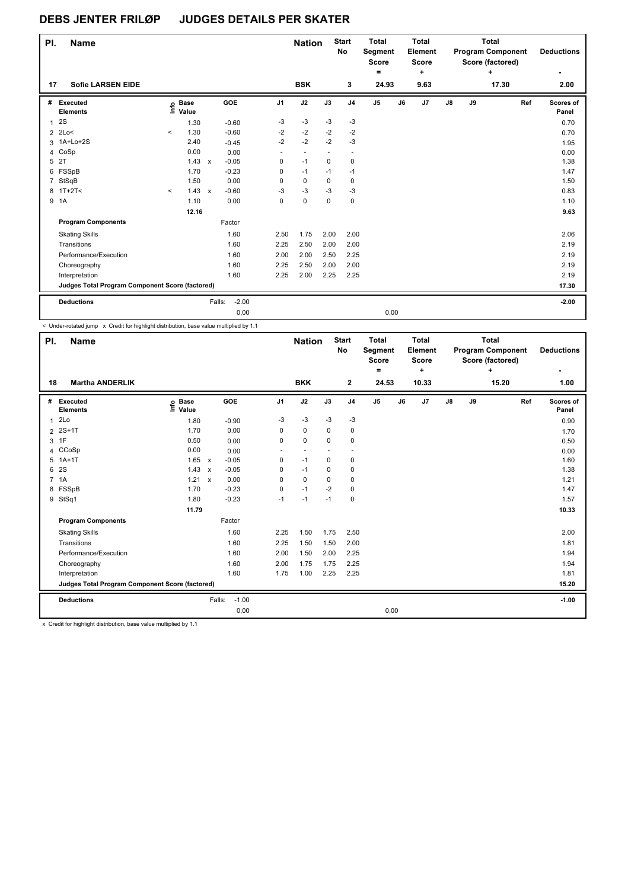# DEBS JENTER FRILØP JUDGES DETAILS PER SKATER

| Pl. | Name | Nation | Start No | Total Segment Score = | Total Element Score + | Total Program Component Score (factored) + | Deductions - |
|---|---|---|---|---|---|---|---|
| 17 | Sofie LARSEN EIDE | BSK | 3 | 24.93 | 9.63 | 17.30 | 2.00 |

| # | Executed Elements | Info | Base Value | | GOE | J1 | J2 | J3 | J4 | J5 | J6 | J7 | J8 | J9 | Ref | Scores of Panel |
|---|---|---|---|---|---|---|---|---|---|---|---|---|---|---|---|---|
| 1 | 2S | | 1.30 | | -0.60 | -3 | -3 | -3 | -3 | | | | | | | 0.70 |
| 2 | 2Lo< | < | 1.30 | | -0.60 | -2 | -2 | -2 | -2 | | | | | | | 0.70 |
| 3 | 1A+Lo+2S | | 2.40 | | -0.45 | -2 | -2 | -2 | -3 | | | | | | | 1.95 |
| 4 | CoSp | | 0.00 | | 0.00 | - | - | - | - | | | | | | | 0.00 |
| 5 | 2T | | 1.43 | x | -0.05 | 0 | -1 | 0 | 0 | | | | | | | 1.38 |
| 6 | FSSpB | | 1.70 | | -0.23 | 0 | -1 | -1 | -1 | | | | | | | 1.47 |
| 7 | StSqB | | 1.50 | | 0.00 | 0 | 0 | 0 | 0 | | | | | | | 1.50 |
| 8 | 1T+2T< | < | 1.43 | x | -0.60 | -3 | -3 | -3 | -3 | | | | | | | 0.83 |
| 9 | 1A | | 1.10 | | 0.00 | 0 | 0 | 0 | 0 | | | | | | | 1.10 |
| | | | 12.16 | | | | | | | | | | | | | 9.63 |
| | **Program Components** | | | | Factor | | | | | | | | | | | |
| | Skating Skills | | | | 1.60 | 2.50 | 1.75 | 2.00 | 2.00 | | | | | | | 2.06 |
| | Transitions | | | | 1.60 | 2.25 | 2.50 | 2.00 | 2.00 | | | | | | | 2.19 |
| | Performance/Execution | | | | 1.60 | 2.00 | 2.00 | 2.50 | 2.25 | | | | | | | 2.19 |
| | Choreography | | | | 1.60 | 2.25 | 2.50 | 2.00 | 2.00 | | | | | | | 2.19 |
| | Interpretation | | | | 1.60 | 2.25 | 2.00 | 2.25 | 2.25 | | | | | | | 2.19 |
| | **Judges Total Program Component Score (factored)** | | | | | | | | | | | | | | | 17.30 |
| | **Deductions** | | | Falls: | -2.00 | | | | | | | | | | | -2.00 |
| | | | | | 0,00 | | | | | 0,00 | | | | | | |

< Under-rotated jump x Credit for highlight distribution, base value multiplied by 1.1

| Pl. | Name | Nation | Start No | Total Segment Score = | Total Element Score + | Total Program Component Score (factored) + | Deductions - |
|---|---|---|---|---|---|---|---|
| 18 | Martha ANDERLIK | BKK | 2 | 24.53 | 10.33 | 15.20 | 1.00 |

| # | Executed Elements | Info | Base Value | | GOE | J1 | J2 | J3 | J4 | J5 | J6 | J7 | J8 | J9 | Ref | Scores of Panel |
|---|---|---|---|---|---|---|---|---|---|---|---|---|---|---|---|---|
| 1 | 2Lo | | 1.80 | | -0.90 | -3 | -3 | -3 | -3 | | | | | | | 0.90 |
| 2 | 2S+1T | | 1.70 | | 0.00 | 0 | 0 | 0 | 0 | | | | | | | 1.70 |
| 3 | 1F | | 0.50 | | 0.00 | 0 | 0 | 0 | 0 | | | | | | | 0.50 |
| 4 | CCoSp | | 0.00 | | 0.00 | - | - | - | - | | | | | | | 0.00 |
| 5 | 1A+1T | | 1.65 | x | -0.05 | 0 | -1 | 0 | 0 | | | | | | | 1.60 |
| 6 | 2S | | 1.43 | x | -0.05 | 0 | -1 | 0 | 0 | | | | | | | 1.38 |
| 7 | 1A | | 1.21 | x | 0.00 | 0 | 0 | 0 | 0 | | | | | | | 1.21 |
| 8 | FSSpB | | 1.70 | | -0.23 | 0 | -1 | -2 | 0 | | | | | | | 1.47 |
| 9 | StSq1 | | 1.80 | | -0.23 | -1 | -1 | -1 | 0 | | | | | | | 1.57 |
| | | | 11.79 | | | | | | | | | | | | | 10.33 |
| | **Program Components** | | | | Factor | | | | | | | | | | | |
| | Skating Skills | | | | 1.60 | 2.25 | 1.50 | 1.75 | 2.50 | | | | | | | 2.00 |
| | Transitions | | | | 1.60 | 2.25 | 1.50 | 1.50 | 2.00 | | | | | | | 1.81 |
| | Performance/Execution | | | | 1.60 | 2.00 | 1.50 | 2.00 | 2.25 | | | | | | | 1.94 |
| | Choreography | | | | 1.60 | 2.00 | 1.75 | 1.75 | 2.25 | | | | | | | 1.94 |
| | Interpretation | | | | 1.60 | 1.75 | 1.00 | 2.25 | 2.25 | | | | | | | 1.81 |
| | **Judges Total Program Component Score (factored)** | | | | | | | | | | | | | | | 15.20 |
| | **Deductions** | | | Falls: | -1.00 | | | | | | | | | | | -1.00 |
| | | | | | 0,00 | | | | | 0,00 | | | | | | |

x Credit for highlight distribution, base value multiplied by 1.1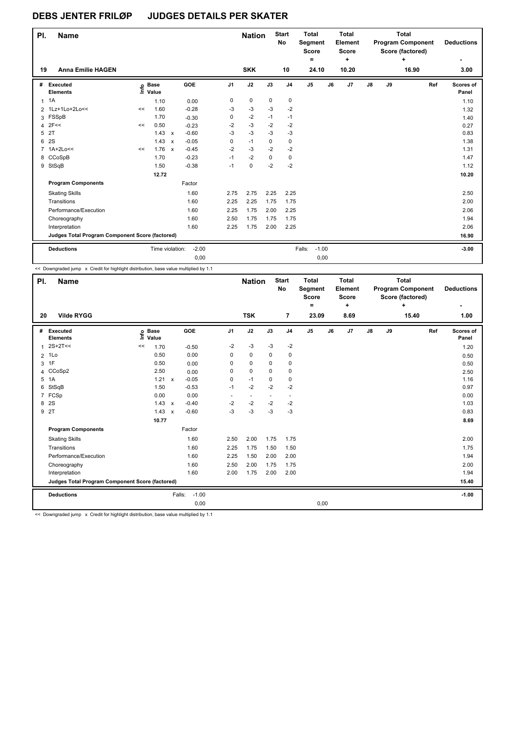# DEBS JENTER FRILØP JUDGES DETAILS PER SKATER

| Pl. | Name | Nation | Start No | Total Segment Score = | Total Element Score + | Total Program Component Score (factored) + | Deductions - |
|---|---|---|---|---|---|---|---|
| 19 | Anna Emilie HAGEN | SKK | 10 | 24.10 | 10.20 | 16.90 | 3.00 |

| # | Executed Elements | Info | Base Value | | GOE | J1 | J2 | J3 | J4 | J5 | J6 | J7 | J8 | J9 | Ref | Scores of Panel |
|---|---|---|---|---|---|---|---|---|---|---|---|---|---|---|---|---|
| 1 | 1A | | 1.10 | | 0.00 | 0 | 0 | 0 | 0 | | | | | | | 1.10 |
| 2 | 1Lz+1Lo+2Lo<< | << | 1.60 | | -0.28 | -3 | -3 | -3 | -2 | | | | | | | 1.32 |
| 3 | FSSpB | | 1.70 | | -0.30 | 0 | -2 | -1 | -1 | | | | | | | 1.40 |
| 4 | 2F<< | << | 0.50 | | -0.23 | -2 | -3 | -2 | -2 | | | | | | | 0.27 |
| 5 | 2T | | 1.43 | x | -0.60 | -3 | -3 | -3 | -3 | | | | | | | 0.83 |
| 6 | 2S | | 1.43 | x | -0.05 | 0 | -1 | 0 | 0 | | | | | | | 1.38 |
| 7 | 1A+2Lo<< | << | 1.76 | x | -0.45 | -2 | -3 | -2 | -2 | | | | | | | 1.31 |
| 8 | CCoSpB | | 1.70 | | -0.23 | -1 | -2 | 0 | 0 | | | | | | | 1.47 |
| 9 | StSqB | | 1.50 | | -0.38 | -1 | 0 | -2 | -2 | | | | | | | 1.12 |
| | | | 12.72 | | | | | | | | | | | | | 10.20 |
| | **Program Components** | | | | Factor | | | | | | | | | | | |
| | Skating Skills | | | | 1.60 | 2.75 | 2.75 | 2.25 | 2.25 | | | | | | | 2.50 |
| | Transitions | | | | 1.60 | 2.25 | 2.25 | 1.75 | 1.75 | | | | | | | 2.00 |
| | Performance/Execution | | | | 1.60 | 2.25 | 1.75 | 2.00 | 2.25 | | | | | | | 2.06 |
| | Choreography | | | | 1.60 | 2.50 | 1.75 | 1.75 | 1.75 | | | | | | | 1.94 |
| | Interpretation | | | | 1.60 | 2.25 | 1.75 | 2.00 | 2.25 | | | | | | | 2.06 |
| | **Judges Total Program Component Score (factored)** | | | | | | | | | | | | | | | 16.90 |
| | **Deductions** | | Time violation: | | -2.00 | | | | | Falls: | -1.00 | | | | | -3.00 |
| | | | | | 0,00 | | | | | | 0,00 | | | | | |

<< Downgraded jump x Credit for highlight distribution, base value multiplied by 1.1

| Pl. | Name | Nation | Start No | Total Segment Score = | Total Element Score + | Total Program Component Score (factored) + | Deductions - |
|---|---|---|---|---|---|---|---|
| 20 | Vilde RYGG | TSK | 7 | 23.09 | 8.69 | 15.40 | 1.00 |

| # | Executed Elements | Info | Base Value | | GOE | J1 | J2 | J3 | J4 | J5 | J6 | J7 | J8 | J9 | Ref | Scores of Panel |
|---|---|---|---|---|---|---|---|---|---|---|---|---|---|---|---|---|
| 1 | 2S+2T<< | << | 1.70 | | -0.50 | -2 | -3 | -3 | -2 | | | | | | | 1.20 |
| 2 | 1Lo | | 0.50 | | 0.00 | 0 | 0 | 0 | 0 | | | | | | | 0.50 |
| 3 | 1F | | 0.50 | | 0.00 | 0 | 0 | 0 | 0 | | | | | | | 0.50 |
| 4 | CCoSp2 | | 2.50 | | 0.00 | 0 | 0 | 0 | 0 | | | | | | | 2.50 |
| 5 | 1A | | 1.21 | x | -0.05 | 0 | -1 | 0 | 0 | | | | | | | 1.16 |
| 6 | StSqB | | 1.50 | | -0.53 | -1 | -2 | -2 | -2 | | | | | | | 0.97 |
| 7 | FCSp | | 0.00 | | 0.00 | - | - | - | - | | | | | | | 0.00 |
| 8 | 2S | | 1.43 | x | -0.40 | -2 | -2 | -2 | -2 | | | | | | | 1.03 |
| 9 | 2T | | 1.43 | x | -0.60 | -3 | -3 | -3 | -3 | | | | | | | 0.83 |
| | | | 10.77 | | | | | | | | | | | | | 8.69 |
| | **Program Components** | | | | Factor | | | | | | | | | | | |
| | Skating Skills | | | | 1.60 | 2.50 | 2.00 | 1.75 | 1.75 | | | | | | | 2.00 |
| | Transitions | | | | 1.60 | 2.25 | 1.75 | 1.50 | 1.50 | | | | | | | 1.75 |
| | Performance/Execution | | | | 1.60 | 2.25 | 1.50 | 2.00 | 2.00 | | | | | | | 1.94 |
| | Choreography | | | | 1.60 | 2.50 | 2.00 | 1.75 | 1.75 | | | | | | | 2.00 |
| | Interpretation | | | | 1.60 | 2.00 | 1.75 | 2.00 | 2.00 | | | | | | | 1.94 |
| | **Judges Total Program Component Score (factored)** | | | | | | | | | | | | | | | 15.40 |
| | **Deductions** | | Falls: | | -1.00 | | | | | | | | | | | -1.00 |
| | | | | | 0,00 | | | | | | 0,00 | | | | | |

<< Downgraded jump x Credit for highlight distribution, base value multiplied by 1.1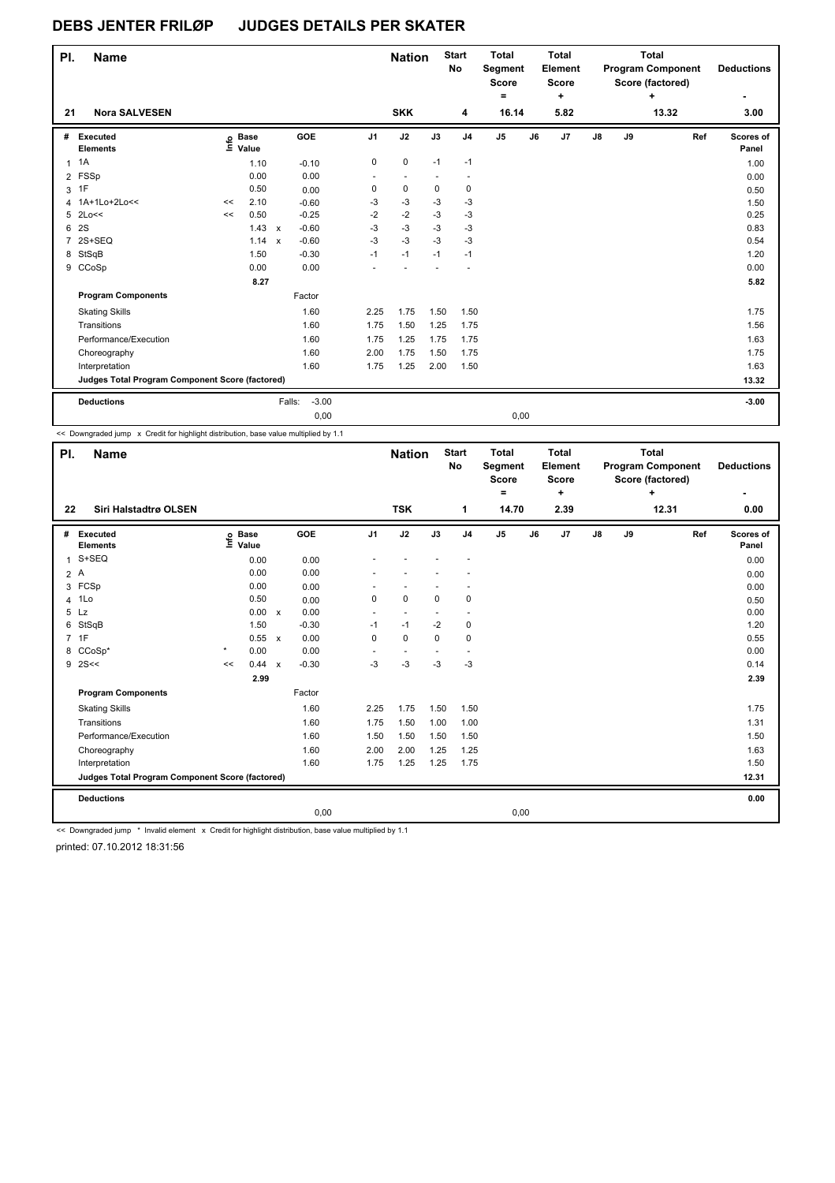# DEBS JENTER FRILØP JUDGES DETAILS PER SKATER

| Pl. | Name | Nation | Start No | Total Segment Score = | Total Element Score + | Total Program Component Score (factored) + | Deductions - |
|---|---|---|---|---|---|---|---|
| 21 | Nora SALVESEN | SKK | 4 | 16.14 | 5.82 | 13.32 | 3.00 |

| # | Executed Elements | Info | Base Value | | GOE | J1 | J2 | J3 | J4 | J5 | J6 | J7 | J8 | J9 | Ref | Scores of Panel |
|---|---|---|---|---|---|---|---|---|---|---|---|---|---|---|---|---|
| 1 | 1A | | 1.10 | | -0.10 | 0 | 0 | -1 | -1 | | | | | | | 1.00 |
| 2 | FSSp | | 0.00 | | 0.00 | - | - | - | - | | | | | | | 0.00 |
| 3 | 1F | | 0.50 | | 0.00 | 0 | 0 | 0 | 0 | | | | | | | 0.50 |
| 4 | 1A+1Lo+2Lo<< | << | 2.10 | | -0.60 | -3 | -3 | -3 | -3 | | | | | | | 1.50 |
| 5 | 2Lo<< | << | 0.50 | | -0.25 | -2 | -2 | -3 | -3 | | | | | | | 0.25 |
| 6 | 2S | | 1.43 | x | -0.60 | -3 | -3 | -3 | -3 | | | | | | | 0.83 |
| 7 | 2S+SEQ | | 1.14 | x | -0.60 | -3 | -3 | -3 | -3 | | | | | | | 0.54 |
| 8 | StSqB | | 1.50 | | -0.30 | -1 | -1 | -1 | -1 | | | | | | | 1.20 |
| 9 | CCoSp | | 0.00 | | 0.00 | - | - | - | - | | | | | | | 0.00 |
| | | | 8.27 | | | | | | | | | | | | | 5.82 |
| | **Program Components** | | | | Factor | | | | | | | | | | | |
| | Skating Skills | | | | 1.60 | 2.25 | 1.75 | 1.50 | 1.50 | | | | | | | 1.75 |
| | Transitions | | | | 1.60 | 1.75 | 1.50 | 1.25 | 1.75 | | | | | | | 1.56 |
| | Performance/Execution | | | | 1.60 | 1.75 | 1.25 | 1.75 | 1.75 | | | | | | | 1.63 |
| | Choreography | | | | 1.60 | 2.00 | 1.75 | 1.50 | 1.75 | | | | | | | 1.75 |
| | Interpretation | | | | 1.60 | 1.75 | 1.25 | 2.00 | 1.50 | | | | | | | 1.63 |
| | **Judges Total Program Component Score (factored)** | | | | | | | | | | | | | | | 13.32 |
| | **Deductions** | | | Falls: | -3.00 | | | | | | | | | | | -3.00 |
| | | | | | 0,00 | | | | | 0,00 | | | | | | |

<< Downgraded jump x Credit for highlight distribution, base value multiplied by 1.1

| Pl. | Name | Nation | Start No | Total Segment Score = | Total Element Score + | Total Program Component Score (factored) + | Deductions - |
|---|---|---|---|---|---|---|---|
| 22 | Siri Halstadtrø OLSEN | TSK | 1 | 14.70 | 2.39 | 12.31 | 0.00 |

| # | Executed Elements | Info | Base Value | | GOE | J1 | J2 | J3 | J4 | J5 | J6 | J7 | J8 | J9 | Ref | Scores of Panel |
|---|---|---|---|---|---|---|---|---|---|---|---|---|---|---|---|---|
| 1 | S+SEQ | | 0.00 | | 0.00 | - | - | - | - | | | | | | | 0.00 |
| 2 | A | | 0.00 | | 0.00 | - | - | - | - | | | | | | | 0.00 |
| 3 | FCSp | | 0.00 | | 0.00 | - | - | - | - | | | | | | | 0.00 |
| 4 | 1Lo | | 0.50 | | 0.00 | 0 | 0 | 0 | 0 | | | | | | | 0.50 |
| 5 | Lz | | 0.00 | x | 0.00 | - | - | - | - | | | | | | | 0.00 |
| 6 | StSqB | | 1.50 | | -0.30 | -1 | -1 | -2 | 0 | | | | | | | 1.20 |
| 7 | 1F | | 0.55 | x | 0.00 | 0 | 0 | 0 | 0 | | | | | | | 0.55 |
| 8 | CCoSp* | * | 0.00 | | 0.00 | - | - | - | - | | | | | | | 0.00 |
| 9 | 2S<< | << | 0.44 | x | -0.30 | -3 | -3 | -3 | -3 | | | | | | | 0.14 |
| | | | 2.99 | | | | | | | | | | | | | 2.39 |
| | **Program Components** | | | | Factor | | | | | | | | | | | |
| | Skating Skills | | | | 1.60 | 2.25 | 1.75 | 1.50 | 1.50 | | | | | | | 1.75 |
| | Transitions | | | | 1.60 | 1.75 | 1.50 | 1.00 | 1.00 | | | | | | | 1.31 |
| | Performance/Execution | | | | 1.60 | 1.50 | 1.50 | 1.50 | 1.50 | | | | | | | 1.50 |
| | Choreography | | | | 1.60 | 2.00 | 2.00 | 1.25 | 1.25 | | | | | | | 1.63 |
| | Interpretation | | | | 1.60 | 1.75 | 1.25 | 1.25 | 1.75 | | | | | | | 1.50 |
| | **Judges Total Program Component Score (factored)** | | | | | | | | | | | | | | | 12.31 |
| | **Deductions** | | | | | | | | | | | | | | | 0.00 |
| | | | | | 0,00 | | | | | 0,00 | | | | | | |

<< Downgraded jump * Invalid element x Credit for highlight distribution, base value multiplied by 1.1

printed: 07.10.2012 18:31:56